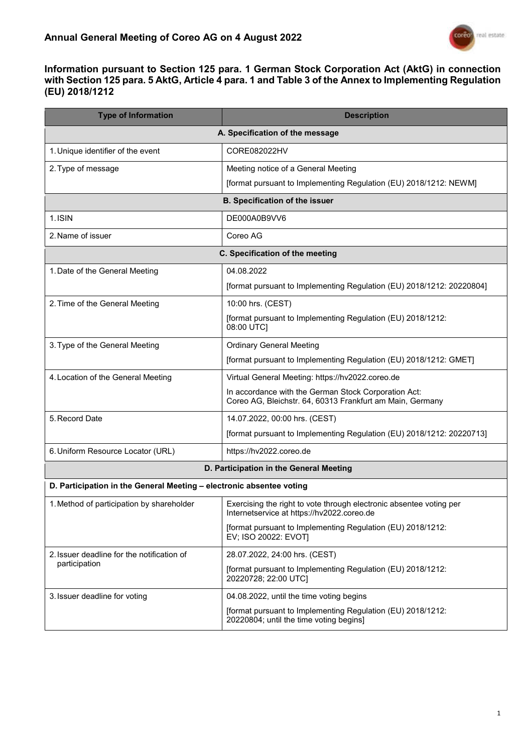## Annual General Meeting of Coreo AG on 4 August 2022

### Information pursuant to Section 125 para. 1 German Stock Corporation Act (AktG) in connection with Section 125 para. 5 AktG, Article 4 para. 1 and Table 3 of the Annex to Implementing Regulation (EU) 2018/1212

| Type of Information | Description |
| --- | --- |
| **A. Specification of the message** | |
| 1. Unique identifier of the event | CORE082022HV |
| 2. Type of message | Meeting notice of a General Meeting<br>[format pursuant to Implementing Regulation (EU) 2018/1212: NEWM] |
| **B. Specification of the issuer** | |
| 1. ISIN | DE000A0B9VV6 |
| 2. Name of issuer | Coreo AG |
| **C. Specification of the meeting** | |
| 1. Date of the General Meeting | 04.08.2022<br>[format pursuant to Implementing Regulation (EU) 2018/1212: 20220804] |
| 2. Time of the General Meeting | 10:00 hrs. (CEST)<br>[format pursuant to Implementing Regulation (EU) 2018/1212: 08:00 UTC] |
| 3. Type of the General Meeting | Ordinary General Meeting<br>[format pursuant to Implementing Regulation (EU) 2018/1212: GMET] |
| 4. Location of the General Meeting | Virtual General Meeting: https://hv2022.coreo.de<br>In accordance with the German Stock Corporation Act: Coreo AG, Bleichstr. 64, 60313 Frankfurt am Main, Germany |
| 5. Record Date | 14.07.2022, 00:00 hrs. (CEST)<br>[format pursuant to Implementing Regulation (EU) 2018/1212: 20220713] |
| 6. Uniform Resource Locator (URL) | https://hv2022.coreo.de |
| **D. Participation in the General Meeting** | |
| **D. Participation in the General Meeting – electronic absentee voting** | |
| 1. Method of participation by shareholder | Exercising the right to vote through electronic absentee voting per Internetservice at https://hv2022.coreo.de<br>[format pursuant to Implementing Regulation (EU) 2018/1212: EV; ISO 20022: EVOT] |
| 2. Issuer deadline for the notification of participation | 28.07.2022, 24:00 hrs. (CEST)<br>[format pursuant to Implementing Regulation (EU) 2018/1212: 20220728; 22:00 UTC] |
| 3. Issuer deadline for voting | 04.08.2022, until the time voting begins<br>[format pursuant to Implementing Regulation (EU) 2018/1212: 20220804; until the time voting begins] |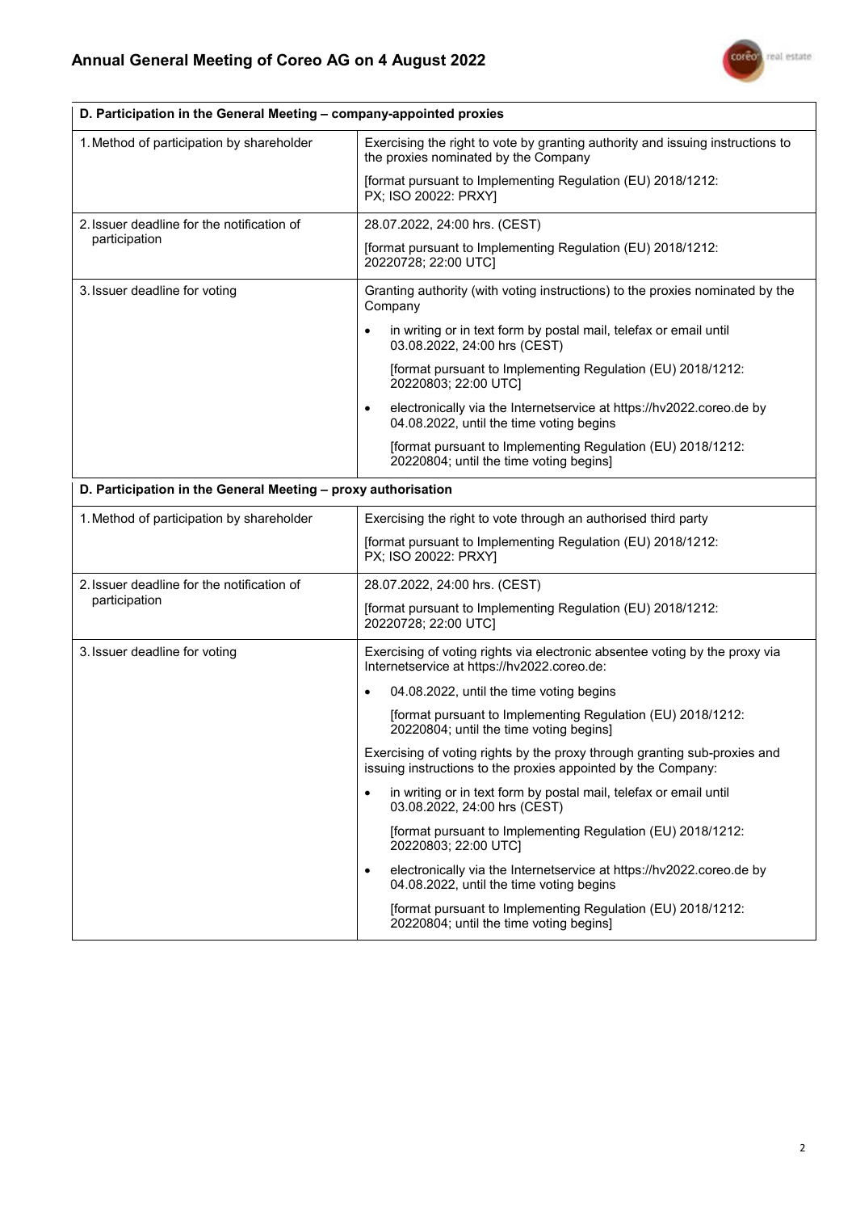| D. Participation in the General Meeting – company-appointed proxies | |
|---|---|
| 1. Method of participation by shareholder | Exercising the right to vote by granting authority and issuing instructions to the proxies nominated by the Company<br><br>[format pursuant to Implementing Regulation (EU) 2018/1212: PX; ISO 20022: PRXY] |
| 2. Issuer deadline for the notification of participation | 28.07.2022, 24:00 hrs. (CEST)<br><br>[format pursuant to Implementing Regulation (EU) 2018/1212: 20220728; 22:00 UTC] |
| 3. Issuer deadline for voting | Granting authority (with voting instructions) to the proxies nominated by the Company<br><br>• in writing or in text form by postal mail, telefax or email until 03.08.2022, 24:00 hrs (CEST)<br><br>[format pursuant to Implementing Regulation (EU) 2018/1212: 20220803; 22:00 UTC]<br><br>• electronically via the Internetservice at https://hv2022.coreo.de by 04.08.2022, until the time voting begins<br><br>[format pursuant to Implementing Regulation (EU) 2018/1212: 20220804; until the time voting begins] |

| D. Participation in the General Meeting – proxy authorisation | |
|---|---|
| 1. Method of participation by shareholder | Exercising the right to vote through an authorised third party<br><br>[format pursuant to Implementing Regulation (EU) 2018/1212: PX; ISO 20022: PRXY] |
| 2. Issuer deadline for the notification of participation | 28.07.2022, 24:00 hrs. (CEST)<br><br>[format pursuant to Implementing Regulation (EU) 2018/1212: 20220728; 22:00 UTC] |
| 3. Issuer deadline for voting | Exercising of voting rights via electronic absentee voting by the proxy via Internetservice at https://hv2022.coreo.de:<br><br>• 04.08.2022, until the time voting begins<br><br>[format pursuant to Implementing Regulation (EU) 2018/1212: 20220804; until the time voting begins]<br><br>Exercising of voting rights by the proxy through granting sub-proxies and issuing instructions to the proxies appointed by the Company:<br><br>• in writing or in text form by postal mail, telefax or email until 03.08.2022, 24:00 hrs (CEST)<br><br>[format pursuant to Implementing Regulation (EU) 2018/1212: 20220803; 22:00 UTC]<br><br>• electronically via the Internetservice at https://hv2022.coreo.de by 04.08.2022, until the time voting begins<br><br>[format pursuant to Implementing Regulation (EU) 2018/1212: 20220804; until the time voting begins] |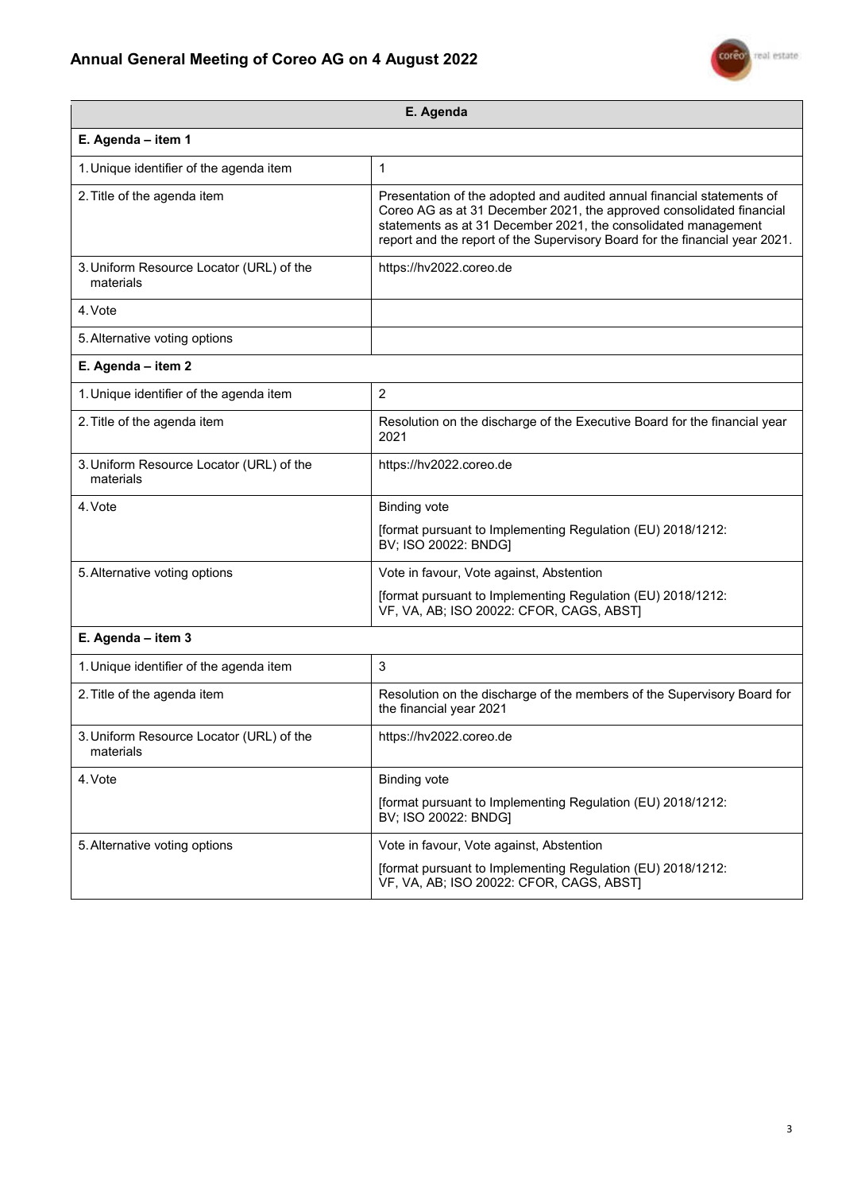| E. Agenda | |
|---|---|
| **E. Agenda – item 1** | |
| 1. Unique identifier of the agenda item | 1 |
| 2. Title of the agenda item | Presentation of the adopted and audited annual financial statements of Coreo AG as at 31 December 2021, the approved consolidated financial statements as at 31 December 2021, the consolidated management report and the report of the Supervisory Board for the financial year 2021. |
| 3. Uniform Resource Locator (URL) of the materials | https://hv2022.coreo.de |
| 4. Vote | |
| 5. Alternative voting options | |
| **E. Agenda – item 2** | |
| 1. Unique identifier of the agenda item | 2 |
| 2. Title of the agenda item | Resolution on the discharge of the Executive Board for the financial year 2021 |
| 3. Uniform Resource Locator (URL) of the materials | https://hv2022.coreo.de |
| 4. Vote | Binding vote<br>[format pursuant to Implementing Regulation (EU) 2018/1212: BV; ISO 20022: BNDG] |
| 5. Alternative voting options | Vote in favour, Vote against, Abstention<br>[format pursuant to Implementing Regulation (EU) 2018/1212: VF, VA, AB; ISO 20022: CFOR, CAGS, ABST] |
| **E. Agenda – item 3** | |
| 1. Unique identifier of the agenda item | 3 |
| 2. Title of the agenda item | Resolution on the discharge of the members of the Supervisory Board for the financial year 2021 |
| 3. Uniform Resource Locator (URL) of the materials | https://hv2022.coreo.de |
| 4. Vote | Binding vote<br>[format pursuant to Implementing Regulation (EU) 2018/1212: BV; ISO 20022: BNDG] |
| 5. Alternative voting options | Vote in favour, Vote against, Abstention<br>[format pursuant to Implementing Regulation (EU) 2018/1212: VF, VA, AB; ISO 20022: CFOR, CAGS, ABST] |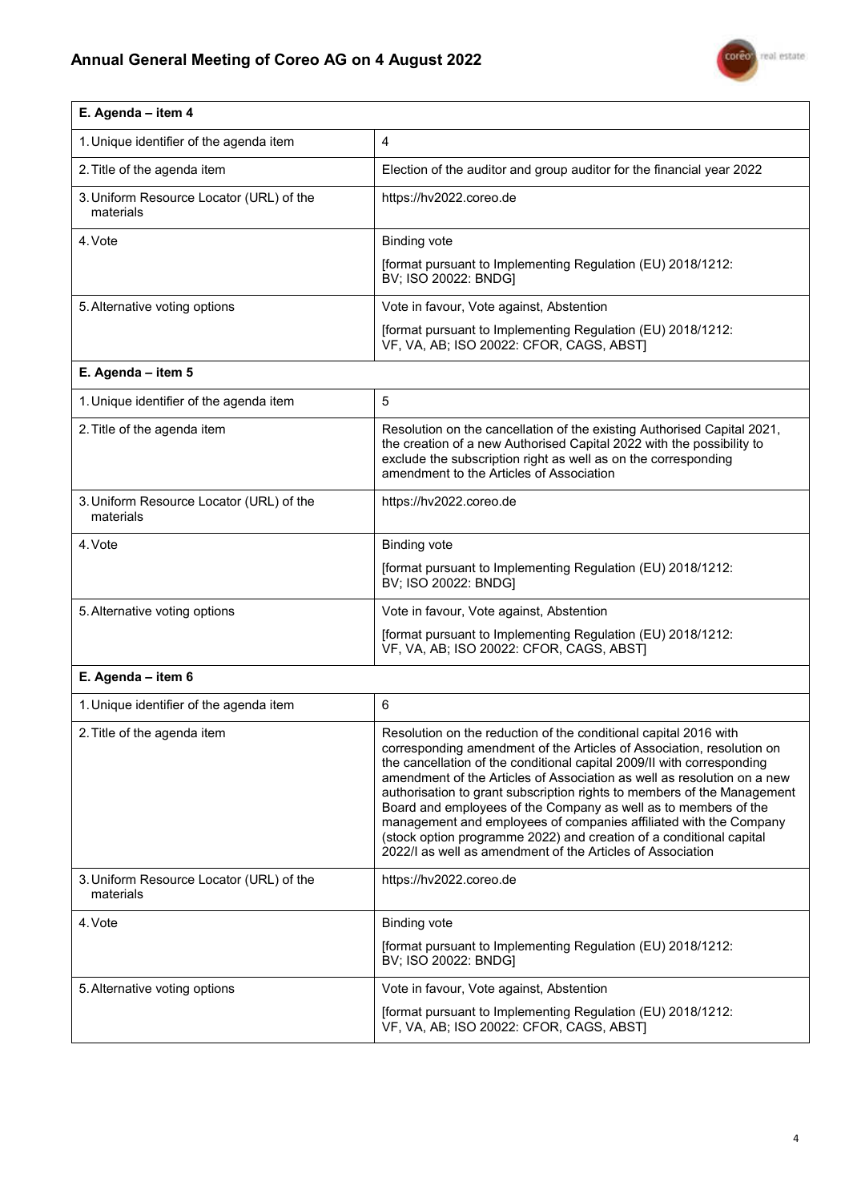| E. Agenda – item 4 | |
|---|---|
| 1. Unique identifier of the agenda item | 4 |
| 2. Title of the agenda item | Election of the auditor and group auditor for the financial year 2022 |
| 3. Uniform Resource Locator (URL) of the materials | https://hv2022.coreo.de |
| 4. Vote | Binding vote<br><br>[format pursuant to Implementing Regulation (EU) 2018/1212: BV; ISO 20022: BNDG] |
| 5. Alternative voting options | Vote in favour, Vote against, Abstention<br><br>[format pursuant to Implementing Regulation (EU) 2018/1212: VF, VA, AB; ISO 20022: CFOR, CAGS, ABST] |

| E. Agenda – item 5 | |
|---|---|
| 1. Unique identifier of the agenda item | 5 |
| 2. Title of the agenda item | Resolution on the cancellation of the existing Authorised Capital 2021, the creation of a new Authorised Capital 2022 with the possibility to exclude the subscription right as well as on the corresponding amendment to the Articles of Association |
| 3. Uniform Resource Locator (URL) of the materials | https://hv2022.coreo.de |
| 4. Vote | Binding vote<br><br>[format pursuant to Implementing Regulation (EU) 2018/1212: BV; ISO 20022: BNDG] |
| 5. Alternative voting options | Vote in favour, Vote against, Abstention<br><br>[format pursuant to Implementing Regulation (EU) 2018/1212: VF, VA, AB; ISO 20022: CFOR, CAGS, ABST] |

| E. Agenda – item 6 | |
|---|---|
| 1. Unique identifier of the agenda item | 6 |
| 2. Title of the agenda item | Resolution on the reduction of the conditional capital 2016 with corresponding amendment of the Articles of Association, resolution on the cancellation of the conditional capital 2009/II with corresponding amendment of the Articles of Association as well as resolution on a new authorisation to grant subscription rights to members of the Management Board and employees of the Company as well as to members of the management and employees of companies affiliated with the Company (stock option programme 2022) and creation of a conditional capital 2022/I as well as amendment of the Articles of Association |
| 3. Uniform Resource Locator (URL) of the materials | https://hv2022.coreo.de |
| 4. Vote | Binding vote<br><br>[format pursuant to Implementing Regulation (EU) 2018/1212: BV; ISO 20022: BNDG] |
| 5. Alternative voting options | Vote in favour, Vote against, Abstention<br><br>[format pursuant to Implementing Regulation (EU) 2018/1212: VF, VA, AB; ISO 20022: CFOR, CAGS, ABST] |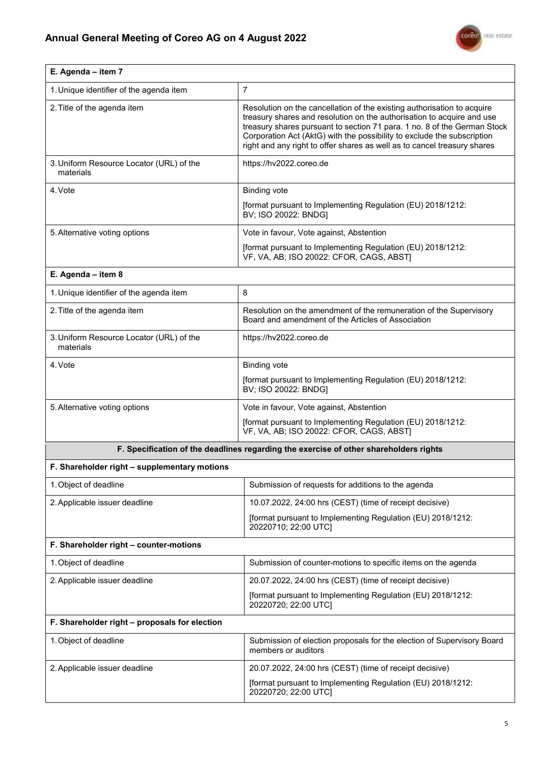| E. Agenda – item 7 | |
|---|---|
| 1. Unique identifier of the agenda item | 7 |
| 2. Title of the agenda item | Resolution on the cancellation of the existing authorisation to acquire treasury shares and resolution on the authorisation to acquire and use treasury shares pursuant to section 71 para. 1 no. 8 of the German Stock Corporation Act (AktG) with the possibility to exclude the subscription right and any right to offer shares as well as to cancel treasury shares |
| 3. Uniform Resource Locator (URL) of the materials | https://hv2022.coreo.de |
| 4. Vote | Binding vote<br><br>[format pursuant to Implementing Regulation (EU) 2018/1212: BV; ISO 20022: BNDG] |
| 5. Alternative voting options | Vote in favour, Vote against, Abstention<br><br>[format pursuant to Implementing Regulation (EU) 2018/1212: VF, VA, AB; ISO 20022: CFOR, CAGS, ABST] |
| **E. Agenda – item 8** | |
| 1. Unique identifier of the agenda item | 8 |
| 2. Title of the agenda item | Resolution on the amendment of the remuneration of the Supervisory Board and amendment of the Articles of Association |
| 3. Uniform Resource Locator (URL) of the materials | https://hv2022.coreo.de |
| 4. Vote | Binding vote<br><br>[format pursuant to Implementing Regulation (EU) 2018/1212: BV; ISO 20022: BNDG] |
| 5. Alternative voting options | Vote in favour, Vote against, Abstention<br><br>[format pursuant to Implementing Regulation (EU) 2018/1212: VF, VA, AB; ISO 20022: CFOR, CAGS, ABST] |

**F. Specification of the deadlines regarding the exercise of other shareholders rights**

| F. Shareholder right – supplementary motions | |
|---|---|
| 1. Object of deadline | Submission of requests for additions to the agenda |
| 2. Applicable issuer deadline | 10.07.2022, 24:00 hrs (CEST) (time of receipt decisive)<br><br>[format pursuant to Implementing Regulation (EU) 2018/1212: 20220710; 22:00 UTC] |
| **F. Shareholder right – counter-motions** | |
| 1. Object of deadline | Submission of counter-motions to specific items on the agenda |
| 2. Applicable issuer deadline | 20.07.2022, 24:00 hrs (CEST) (time of receipt decisive)<br><br>[format pursuant to Implementing Regulation (EU) 2018/1212: 20220720; 22:00 UTC] |
| **F. Shareholder right – proposals for election** | |
| 1. Object of deadline | Submission of election proposals for the election of Supervisory Board members or auditors |
| 2. Applicable issuer deadline | 20.07.2022, 24:00 hrs (CEST) (time of receipt decisive)<br><br>[format pursuant to Implementing Regulation (EU) 2018/1212: 20220720; 22:00 UTC] |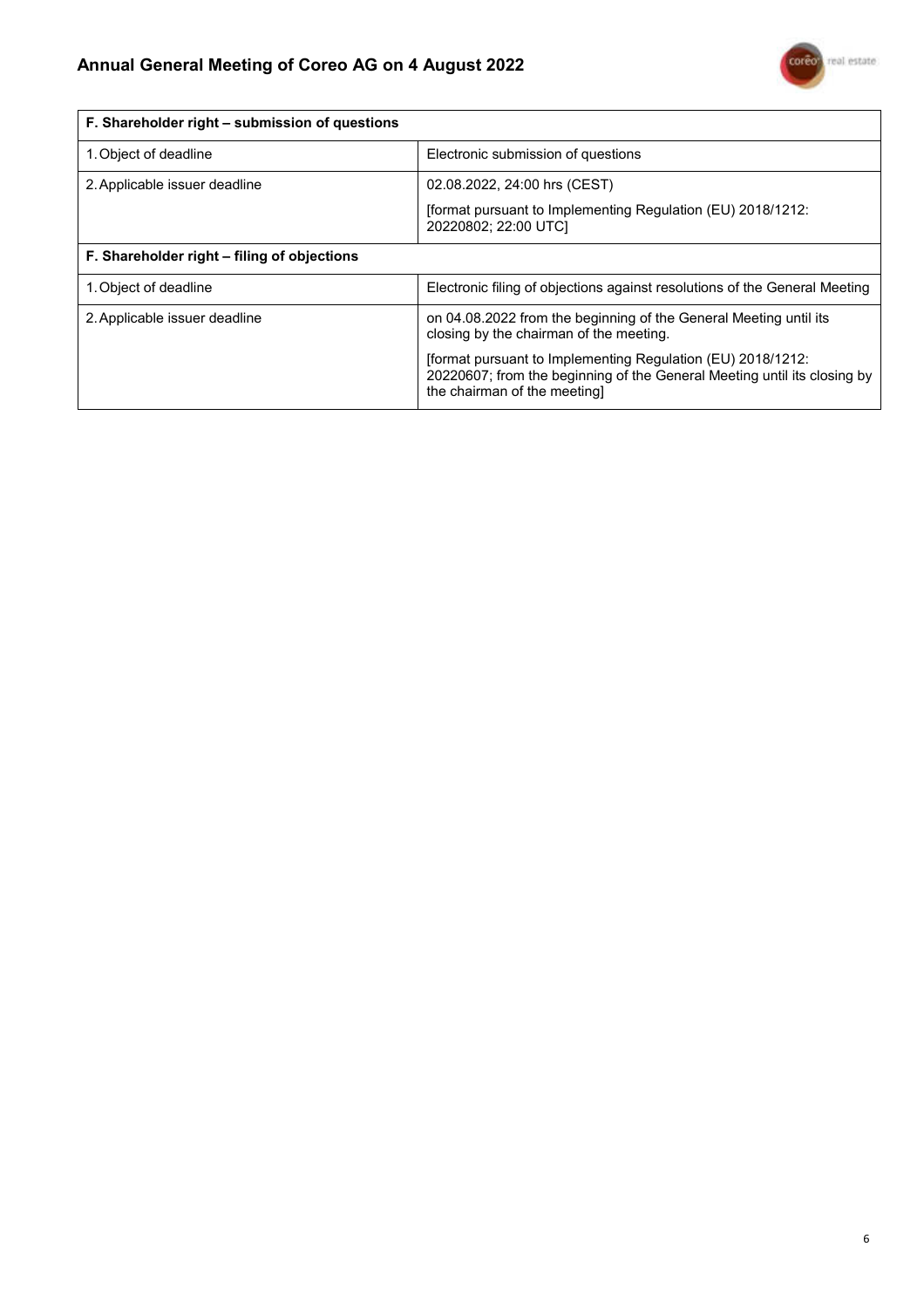| F. Shareholder right – submission of questions | |
|---|---|
| 1. Object of deadline | Electronic submission of questions |
| 2. Applicable issuer deadline | 02.08.2022, 24:00 hrs (CEST)<br><br>[format pursuant to Implementing Regulation (EU) 2018/1212: 20220802; 22:00 UTC] |

| F. Shareholder right – filing of objections | |
|---|---|
| 1. Object of deadline | Electronic filing of objections against resolutions of the General Meeting |
| 2. Applicable issuer deadline | on 04.08.2022 from the beginning of the General Meeting until its closing by the chairman of the meeting.<br><br>[format pursuant to Implementing Regulation (EU) 2018/1212: 20220607; from the beginning of the General Meeting until its closing by the chairman of the meeting] |